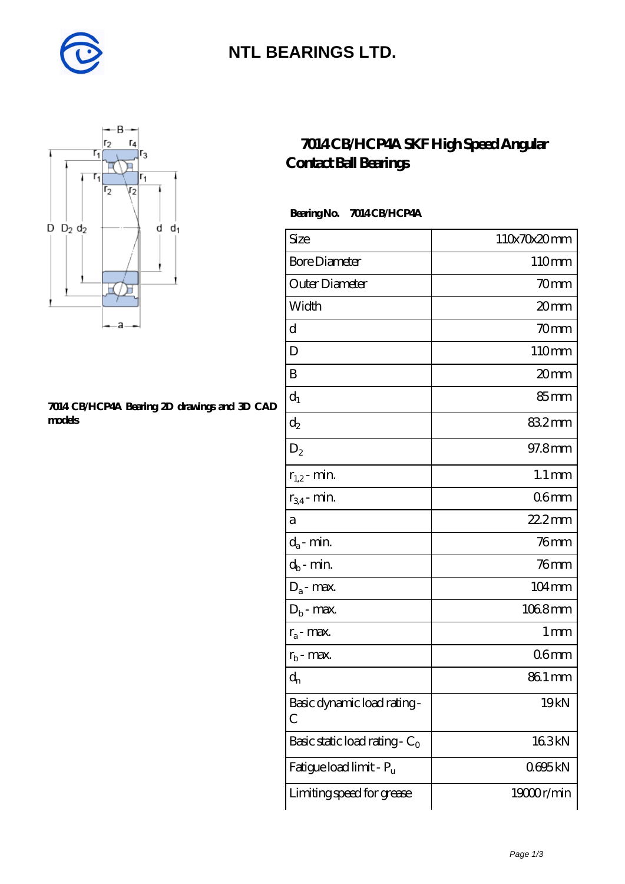# NTL BEARINGS LTD.

## 7014 CB/HCP4A SKF High Speed Angular Contact Ball Bearings

**7014 CB/HCP4A Bearing 2D drawings and 3D CAD models**

**Bearing No. 7014 CB/HCP4A**

| | |
|---|---|
| Size | 110x70x20 mm |
| Bore Diameter | 110 mm |
| Outer Diameter | 70 mm |
| Width | 20 mm |
| d | 70 mm |
| D | 110 mm |
| B | 20 mm |
| $d_1$ | 85 mm |
| $d_2$ | 83.2 mm |
| $D_2$ | 97.8 mm |
| $r_{1,2}$ - min. | 1.1 mm |
| $r_{3,4}$ - min. | 0.6 mm |
| a | 22.2 mm |
| $d_a$ - min. | 76 mm |
| $d_b$ - min. | 76 mm |
| $D_a$ - max. | 104 mm |
| $D_b$ - max. | 106.8 mm |
| $r_a$ - max. | 1 mm |
| $r_b$ - max. | 0.6 mm |
| $d_n$ | 86.1 mm |
| Basic dynamic load rating - C | 19 kN |
| Basic static load rating - $C_0$ | 16.3 kN |
| Fatigue load limit - $P_u$ | 0.695 kN |
| Limiting speed for grease | 19000 r/min |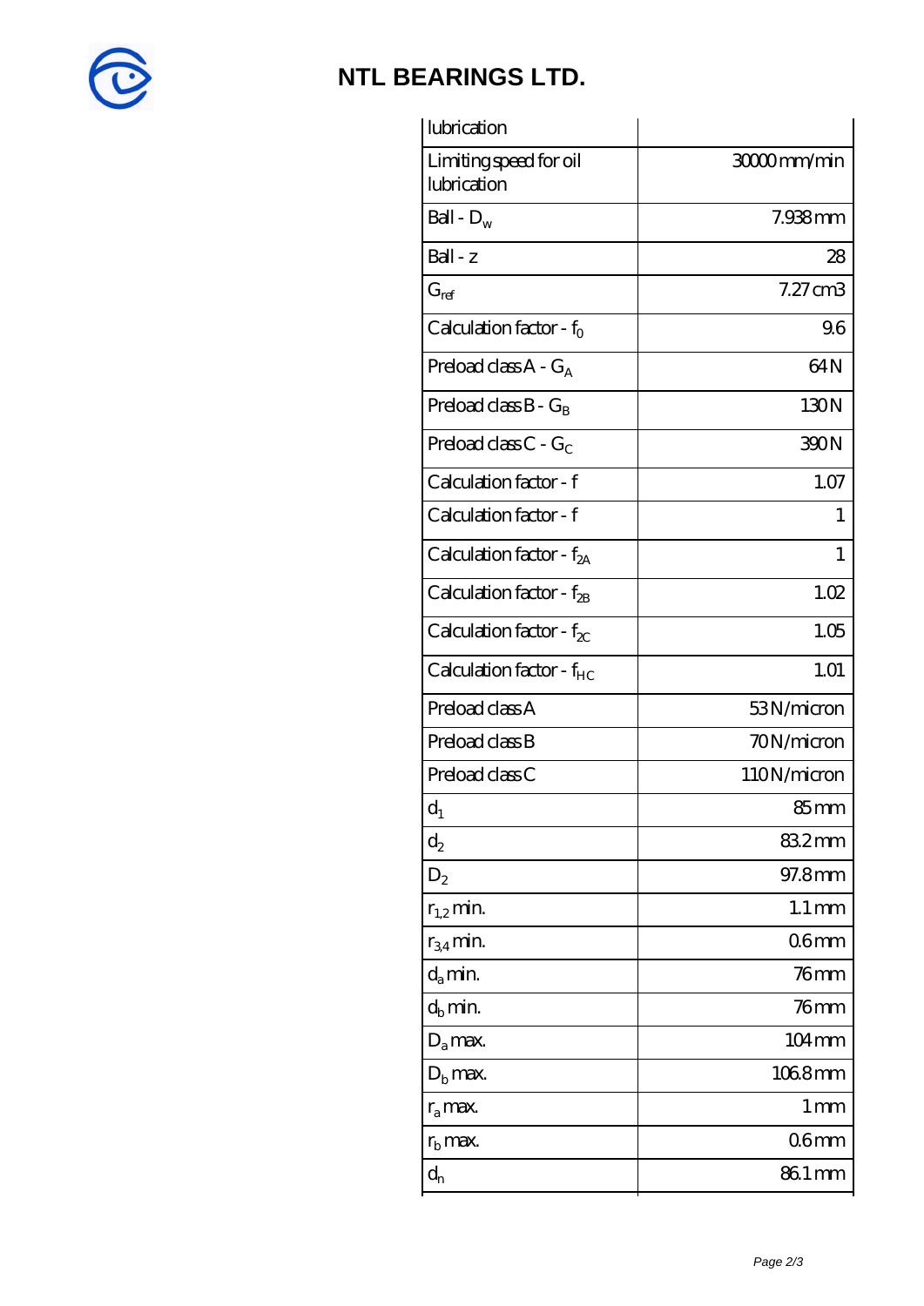# NTL BEARINGS LTD.

| | |
|---|---|
| lubrication | |
| Limiting speed for oil lubrication | 30000 mm/min |
| Ball - $D_w$ | 7.938 mm |
| Ball - z | 28 |
| $G_{ref}$ | 7.27 cm3 |
| Calculation factor - $f_0$ | 9.6 |
| Preload class A - $G_A$ | 64 N |
| Preload class B - $G_B$ | 130 N |
| Preload class C - $G_C$ | 390 N |
| Calculation factor - f | 1.07 |
| Calculation factor - f | 1 |
| Calculation factor - $f_{2A}$ | 1 |
| Calculation factor - $f_{2B}$ | 1.02 |
| Calculation factor - $f_{2C}$ | 1.05 |
| Calculation factor - $f_{HC}$ | 1.01 |
| Preload class A | 53 N/micron |
| Preload class B | 70 N/micron |
| Preload class C | 110 N/micron |
| $d_1$ | 85 mm |
| $d_2$ | 83.2 mm |
| $D_2$ | 97.8 mm |
| $r_{1,2}$ min. | 1.1 mm |
| $r_{3,4}$ min. | 0.6 mm |
| $d_a$ min. | 76 mm |
| $d_b$ min. | 76 mm |
| $D_a$ max. | 104 mm |
| $D_b$ max. | 106.8 mm |
| $r_a$ max. | 1 mm |
| $r_b$ max. | 0.6 mm |
| $d_n$ | 86.1 mm |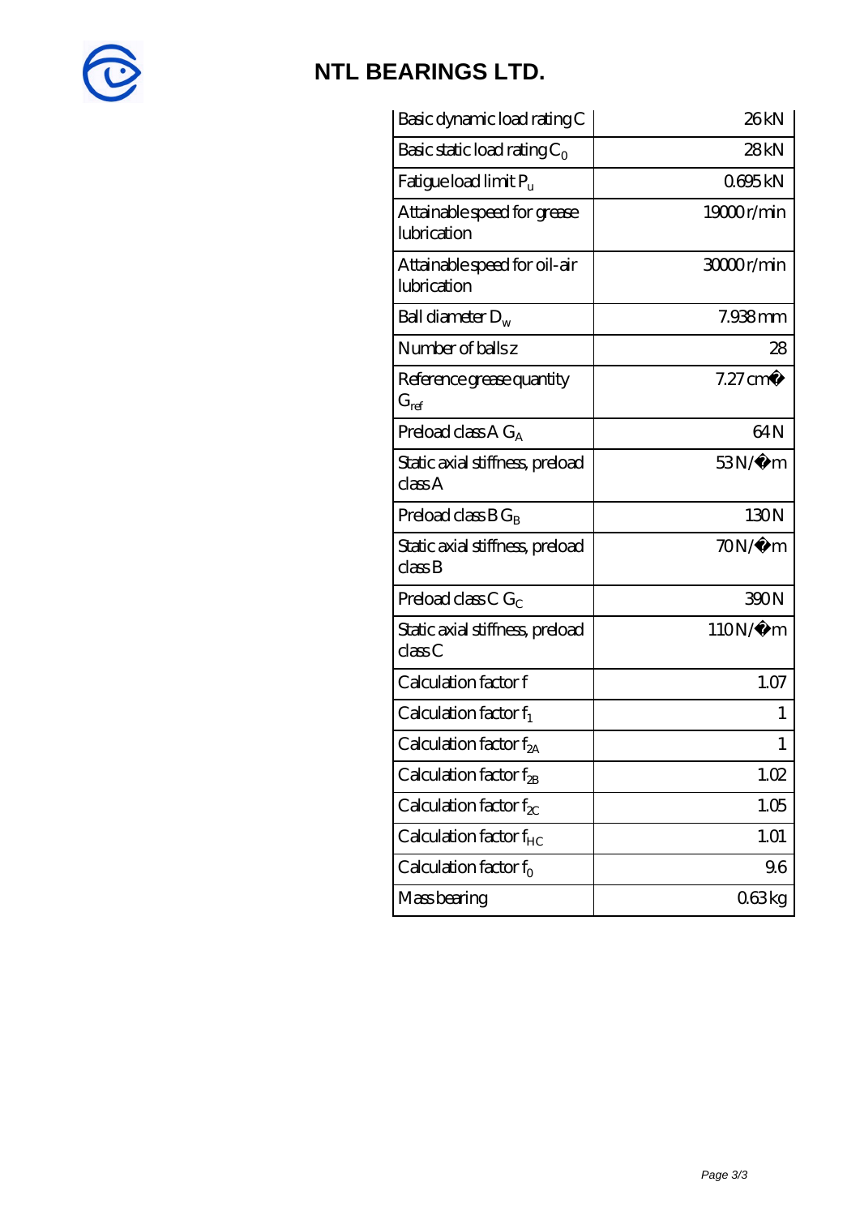# NTL BEARINGS LTD.

| | |
|---|---|
| Basic dynamic load rating C | 26 kN |
| Basic static load rating $C_0$ | 28 kN |
| Fatigue load limit $P_u$ | 0.695 kN |
| Attainable speed for grease lubrication | 19000 r/min |
| Attainable speed for oil-air lubrication | 30000 r/min |
| Ball diameter $D_w$ | 7.938 mm |
| Number of balls z | 28 |
| Reference grease quantity $G_{ref}$ | 7.27 cm� |
| Preload class A $G_A$ | 64 N |
| Static axial stiffness, preload class A | 53 N/�m |
| Preload class B $G_B$ | 130 N |
| Static axial stiffness, preload class B | 70 N/�m |
| Preload class C $G_C$ | 390 N |
| Static axial stiffness, preload class C | 110 N/�m |
| Calculation factor f | 1.07 |
| Calculation factor $f_1$ | 1 |
| Calculation factor $f_{2A}$ | 1 |
| Calculation factor $f_{2B}$ | 1.02 |
| Calculation factor $f_{2C}$ | 1.05 |
| Calculation factor $f_{HC}$ | 1.01 |
| Calculation factor $f_0$ | 9.6 |
| Mass bearing | 0.63 kg |